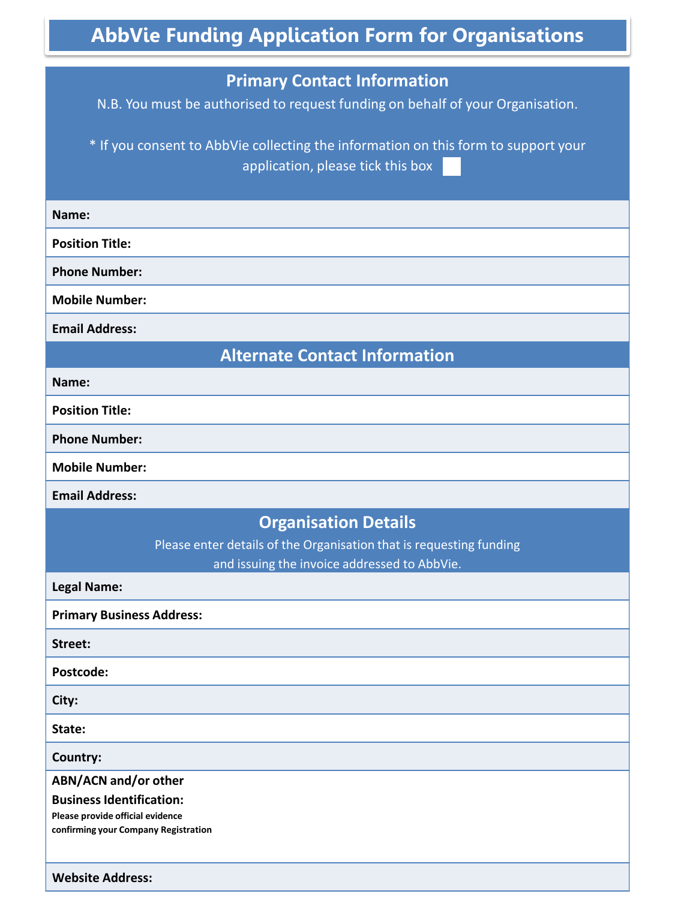# AbbVie Funding Application Form for Organisations

## Primary Contact Information

N.B. You must be authorised to request funding on behalf of your Organisation.

* If you consent to AbbVie collecting the information on this form to support your application, please tick this box ☐

| | |
|---|---|
| **Name:** | |
| **Position Title:** | |
| **Phone Number:** | |
| **Mobile Number:** | |
| **Email Address:** | |

## Alternate Contact Information

| | |
|---|---|
| **Name:** | |
| **Position Title:** | |
| **Phone Number:** | |
| **Mobile Number:** | |
| **Email Address:** | |

## Organisation Details

Please enter details of the Organisation that is requesting funding and issuing the invoice addressed to AbbVie.

| | |
|---|---|
| **Legal Name:** | |
| **Primary Business Address:** | |
| **Street:** | |
| **Postcode:** | |
| **City:** | |
| **State:** | |
| **Country:** | |
| **ABN/ACN and/or other Business Identification:** Please provide official evidence confirming your Company Registration | |
| **Website Address:** | |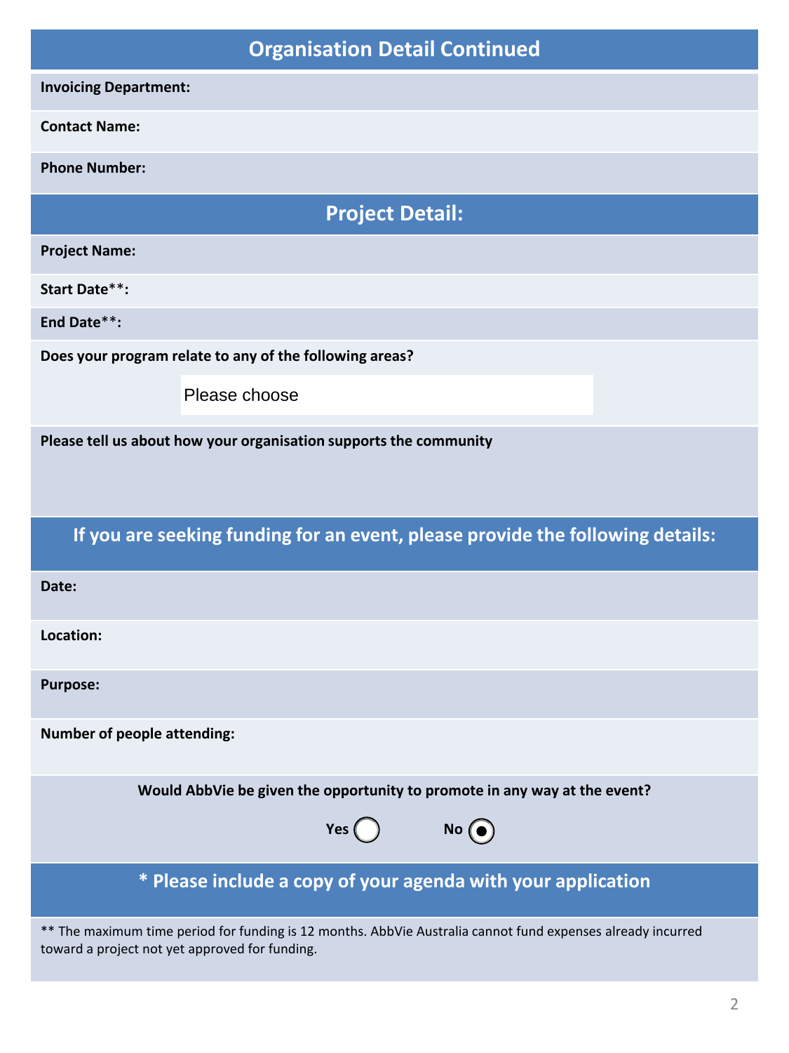## Organisation Detail Continued

**Invoicing Department:**

**Contact Name:**

**Phone Number:**

## Project Detail:

**Project Name:**

**Start Date\*\*:**

**End Date\*\*:**

**Does your program relate to any of the following areas?**

Please choose

**Please tell us about how your organisation supports the community**

## If you are seeking funding for an event, please provide the following details:

**Date:**

**Location:**

**Purpose:**

**Number of people attending:**

**Would AbbVie be given the opportunity to promote in any way at the event?**

**Yes** ○ **No** ◉

## * Please include a copy of your agenda with your application

** The maximum time period for funding is 12 months. AbbVie Australia cannot fund expenses already incurred toward a project not yet approved for funding.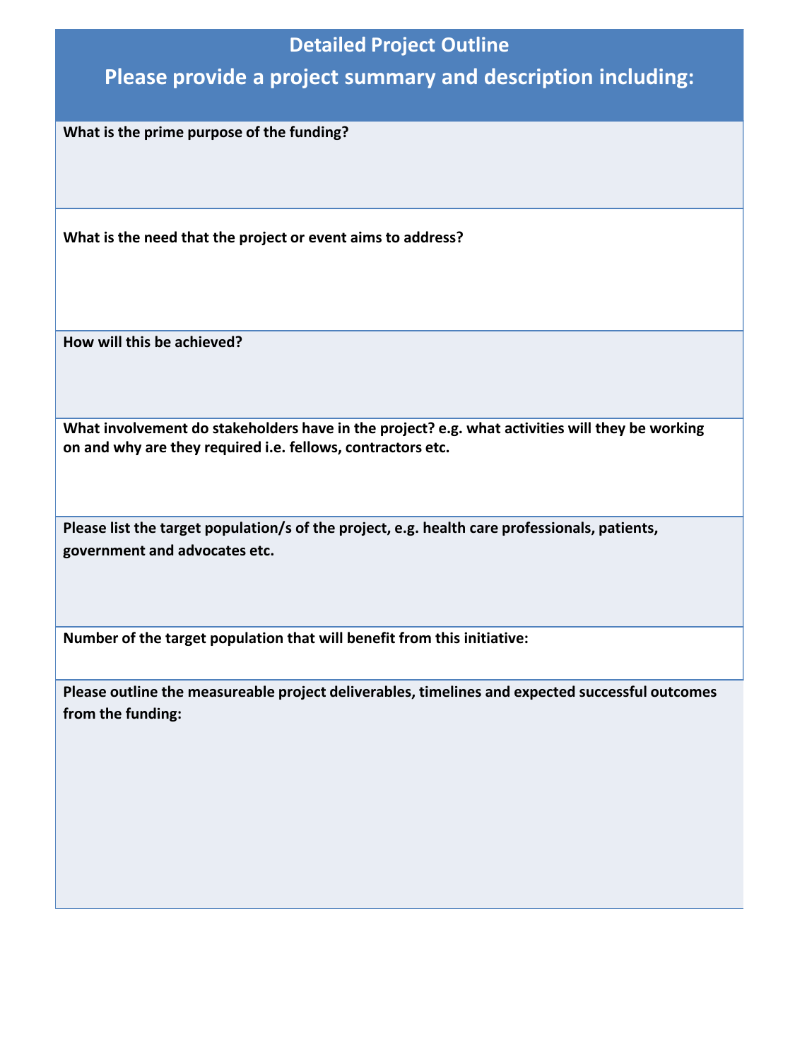## Detailed Project Outline

## Please provide a project summary and description including:

**What is the prime purpose of the funding?**

**What is the need that the project or event aims to address?**

**How will this be achieved?**

**What involvement do stakeholders have in the project? e.g. what activities will they be working on and why are they required i.e. fellows, contractors etc.**

**Please list the target population/s of the project, e.g. health care professionals, patients, government and advocates etc.**

**Number of the target population that will benefit from this initiative:**

**Please outline the measureable project deliverables, timelines and expected successful outcomes from the funding:**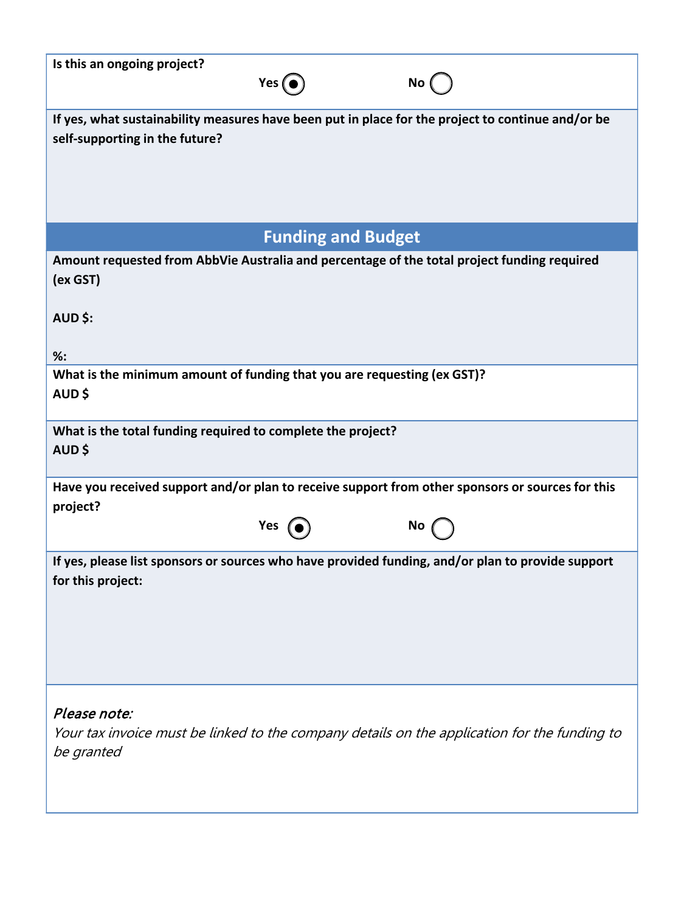**Is this an ongoing project?**

**Yes** (●) **No** ( )

**If yes, what sustainability measures have been put in place for the project to continue and/or be self-supporting in the future?**

## Funding and Budget

**Amount requested from AbbVie Australia and percentage of the total project funding required (ex GST)**

**AUD $:**

**%:**

**What is the minimum amount of funding that you are requesting (ex GST)?**
**AUD $**

**What is the total funding required to complete the project?**
**AUD $**

**Have you received support and/or plan to receive support from other sponsors or sources for this project?**

**Yes** (●) **No** ( )

**If yes, please list sponsors or sources who have provided funding, and/or plan to provide support for this project:**

*Please note:*
*Your tax invoice must be linked to the company details on the application for the funding to be granted*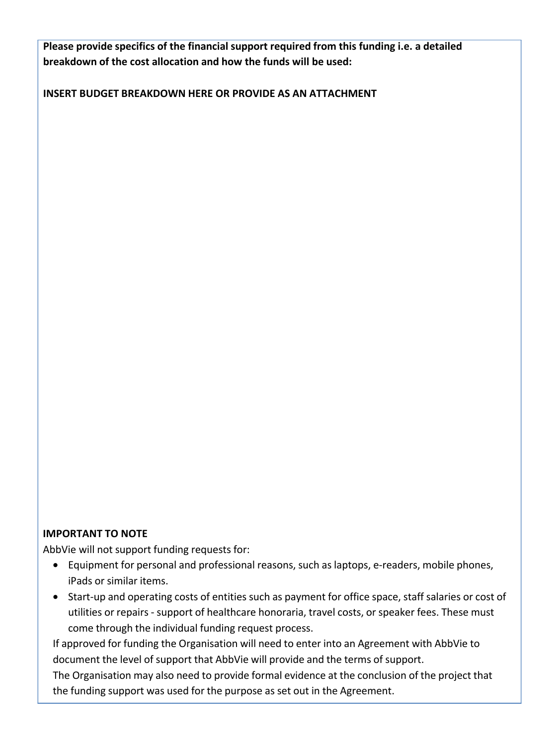**Please provide specifics of the financial support required from this funding i.e. a detailed breakdown of the cost allocation and how the funds will be used:**

**INSERT BUDGET BREAKDOWN HERE OR PROVIDE AS AN ATTACHMENT**

**IMPORTANT TO NOTE**

AbbVie will not support funding requests for:

- Equipment for personal and professional reasons, such as laptops, e-readers, mobile phones, iPads or similar items.
- Start-up and operating costs of entities such as payment for office space, staff salaries or cost of utilities or repairs - support of healthcare honoraria, travel costs, or speaker fees. These must come through the individual funding request process.

If approved for funding the Organisation will need to enter into an Agreement with AbbVie to document the level of support that AbbVie will provide and the terms of support.

The Organisation may also need to provide formal evidence at the conclusion of the project that the funding support was used for the purpose as set out in the Agreement.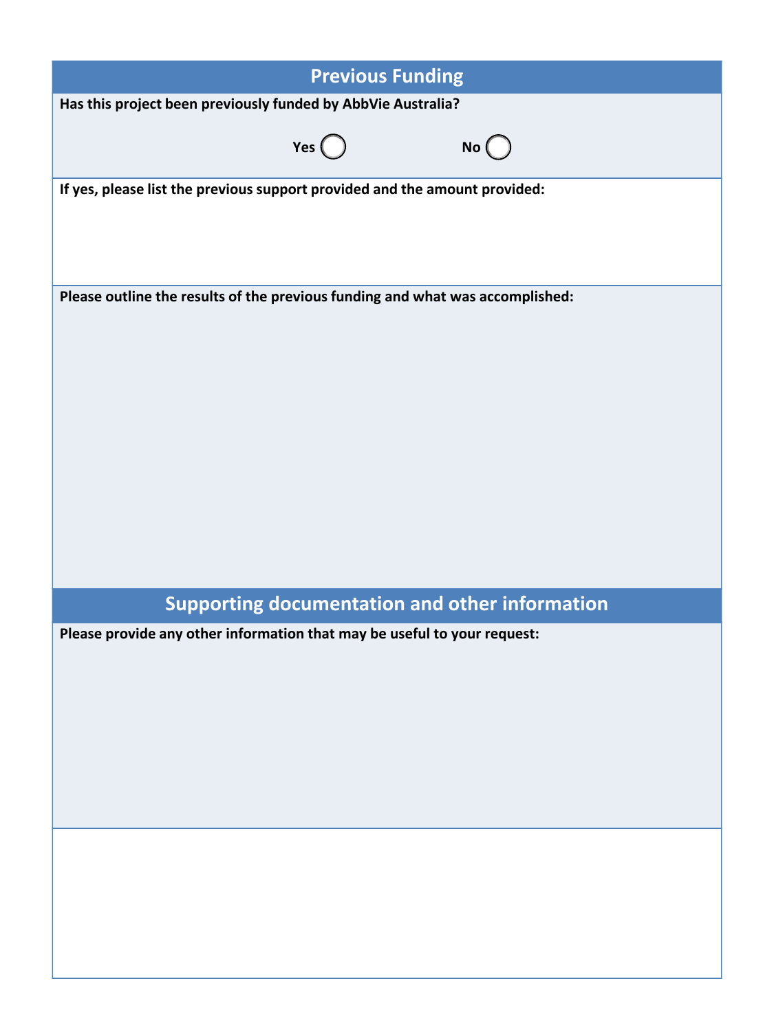## Previous Funding

**Has this project been previously funded by AbbVie Australia?**

**Yes** ◯ **No** ◯

**If yes, please list the previous support provided and the amount provided:**

**Please outline the results of the previous funding and what was accomplished:**

## Supporting documentation and other information

**Please provide any other information that may be useful to your request:**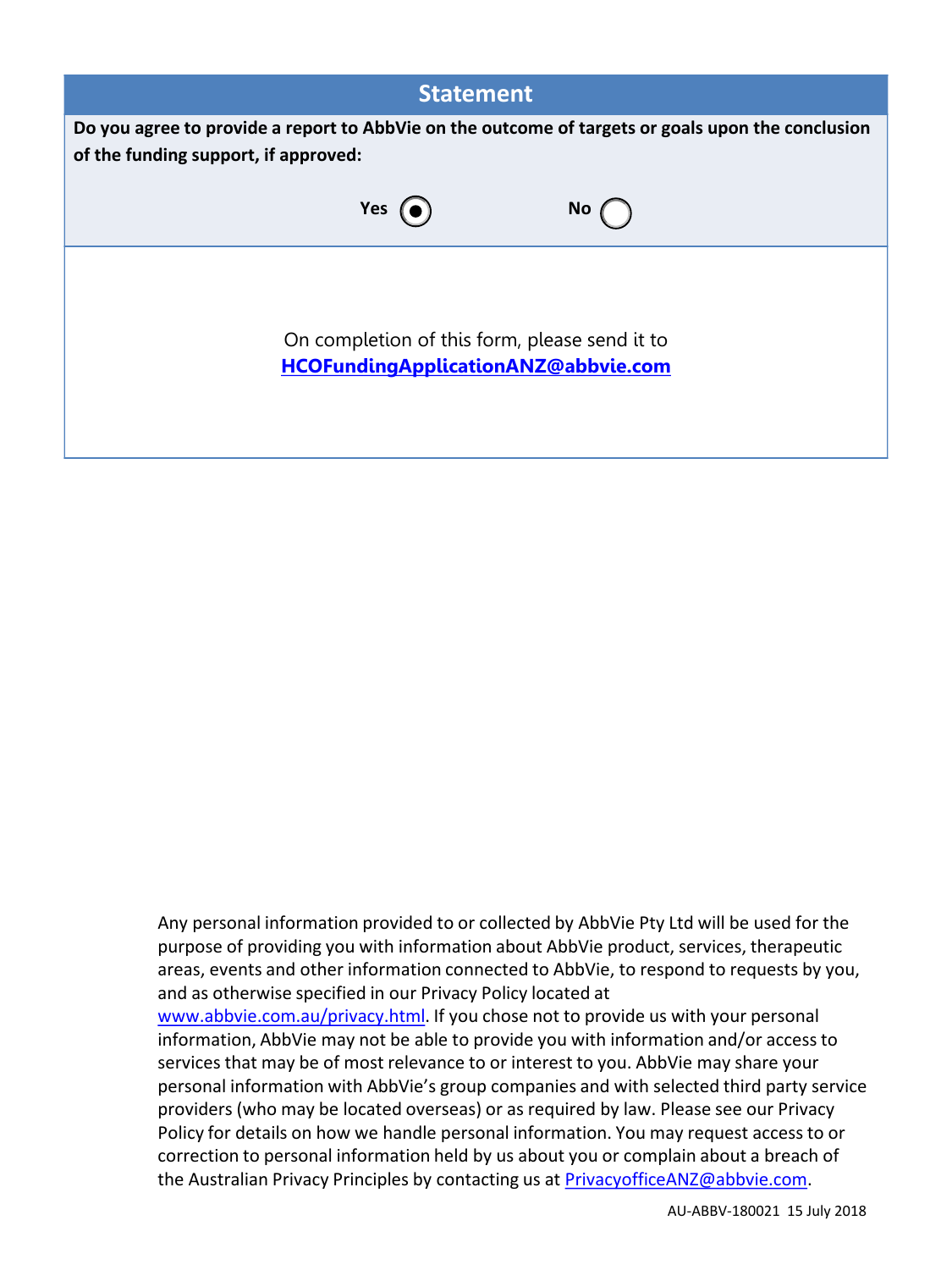## Statement

**Do you agree to provide a report to AbbVie on the outcome of targets or goals upon the conclusion of the funding support, if approved:**

**Yes** ◉ **No** ○

On completion of this form, please send it to
**HCOFundingApplicationANZ@abbvie.com**

Any personal information provided to or collected by AbbVie Pty Ltd will be used for the purpose of providing you with information about AbbVie product, services, therapeutic areas, events and other information connected to AbbVie, to respond to requests by you, and as otherwise specified in our Privacy Policy located at www.abbvie.com.au/privacy.html. If you chose not to provide us with your personal information, AbbVie may not be able to provide you with information and/or access to services that may be of most relevance to or interest to you. AbbVie may share your personal information with AbbVie's group companies and with selected third party service providers (who may be located overseas) or as required by law. Please see our Privacy Policy for details on how we handle personal information. You may request access to or correction to personal information held by us about you or complain about a breach of the Australian Privacy Principles by contacting us at PrivacyofficeANZ@abbvie.com.

AU-ABBV-180021 15 July 2018